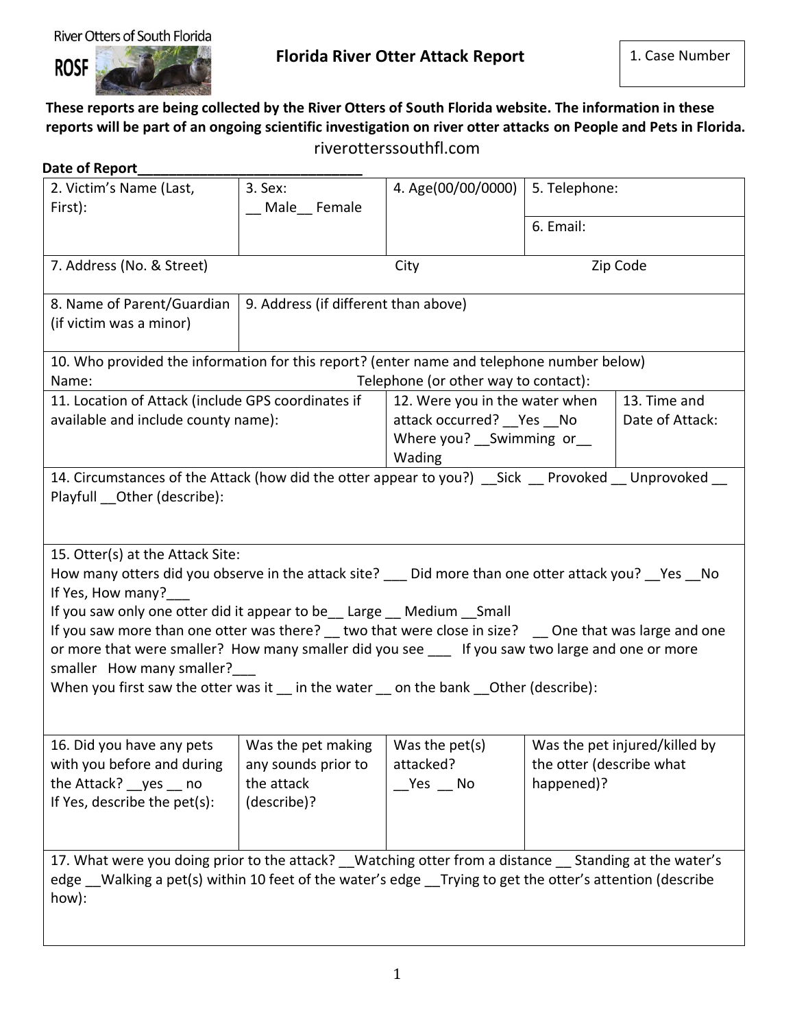River Otters of South Florida

ROSF

# Florida River Otter Attack Report

| 1. Case Number |
|---|
| |

**These reports are being collected by the River Otters of South Florida website. The information in these reports will be part of an ongoing scientific investigation on river otter attacks on People and Pets in Florida.**

riverotterssouthfl.com

**Date of Report______________________________**

| 2. Victim's Name (Last, First): | 3. Sex: __ Male__ Female | 4. Age(00/00/0000) | 5. Telephone: |
|---|---|---|---|
| | | | 6. Email: |
| 7. Address (No. & Street) | | City | Zip Code |
| 8. Name of Parent/Guardian (if victim was a minor) | 9. Address (if different than above) | | |
| 10. Who provided the information for this report? (enter name and telephone number below) Name: | | Telephone (or other way to contact): | |
| 11. Location of Attack (include GPS coordinates if available and include county name): | | 12. Were you in the water when attack occurred? __Yes __No Where you? __Swimming or__ Wading | 13. Time and Date of Attack: |
| 14. Circumstances of the Attack (how did the otter appear to you?) __Sick __ Provoked __ Unprovoked __ Playfull __Other (describe): | | | |
| 15. Otter(s) at the Attack Site: How many otters did you observe in the attack site? ___ Did more than one otter attack you? __Yes __No If Yes, How many?___ If you saw only one otter did it appear to be__ Large __ Medium __Small If you saw more than one otter was there? __ two that were close in size? __ One that was large and one or more that were smaller? How many smaller did you see ___ If you saw two large and one or more smaller How many smaller?___ When you first saw the otter was it __ in the water __ on the bank __Other (describe): | | | |
| 16. Did you have any pets with you before and during the Attack? __yes __ no If Yes, describe the pet(s): | Was the pet making any sounds prior to the attack (describe)? | Was the pet(s) attacked? __Yes __ No | Was the pet injured/killed by the otter (describe what happened)? |
| 17. What were you doing prior to the attack? __Watching otter from a distance __ Standing at the water's edge __Walking a pet(s) within 10 feet of the water's edge __Trying to get the otter's attention (describe how): | | | |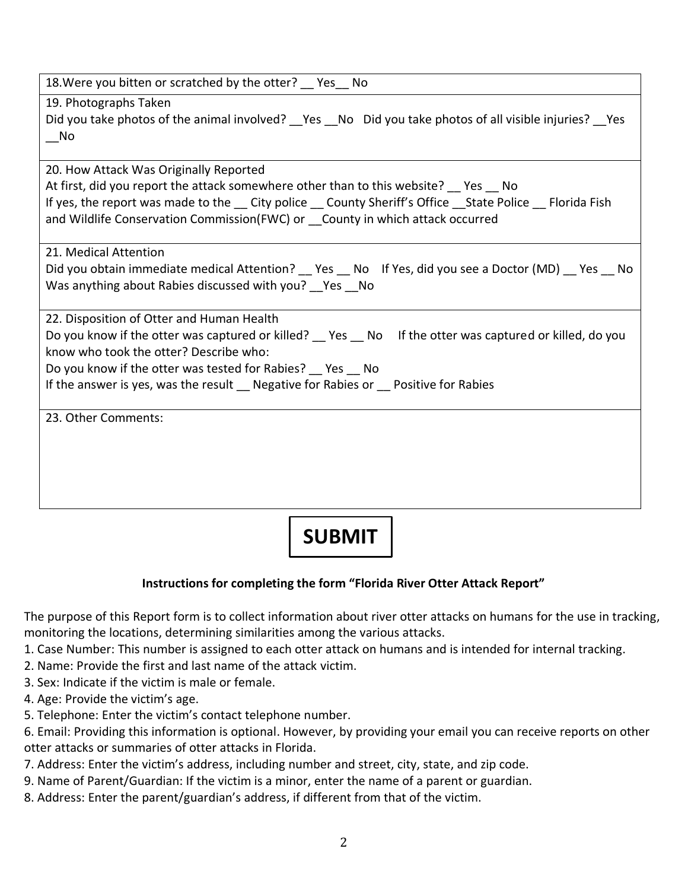18.Were you bitten or scratched by the otter? __ Yes__ No

19. Photographs Taken
Did you take photos of the animal involved? __Yes __No Did you take photos of all visible injuries? __Yes __No

20. How Attack Was Originally Reported
At first, did you report the attack somewhere other than to this website? __ Yes __ No
If yes, the report was made to the __ City police __ County Sheriff's Office __State Police __ Florida Fish and Wildlife Conservation Commission(FWC) or __County in which attack occurred

21. Medical Attention
Did you obtain immediate medical Attention? __ Yes __ No If Yes, did you see a Doctor (MD) __ Yes __ No
Was anything about Rabies discussed with you? __Yes __No

22. Disposition of Otter and Human Health
Do you know if the otter was captured or killed? __ Yes __ No If the otter was captured or killed, do you know who took the otter? Describe who:
Do you know if the otter was tested for Rabies? __ Yes __ No
If the answer is yes, was the result __ Negative for Rabies or __ Positive for Rabies

23. Other Comments:

**SUBMIT**

**Instructions for completing the form "Florida River Otter Attack Report"**

The purpose of this Report form is to collect information about river otter attacks on humans for the use in tracking, monitoring the locations, determining similarities among the various attacks.

1. Case Number: This number is assigned to each otter attack on humans and is intended for internal tracking.
2. Name: Provide the first and last name of the attack victim.
3. Sex: Indicate if the victim is male or female.
4. Age: Provide the victim's age.
5. Telephone: Enter the victim's contact telephone number.
6. Email: Providing this information is optional. However, by providing your email you can receive reports on other otter attacks or summaries of otter attacks in Florida.
7. Address: Enter the victim's address, including number and street, city, state, and zip code.
9. Name of Parent/Guardian: If the victim is a minor, enter the name of a parent or guardian.
8. Address: Enter the parent/guardian's address, if different from that of the victim.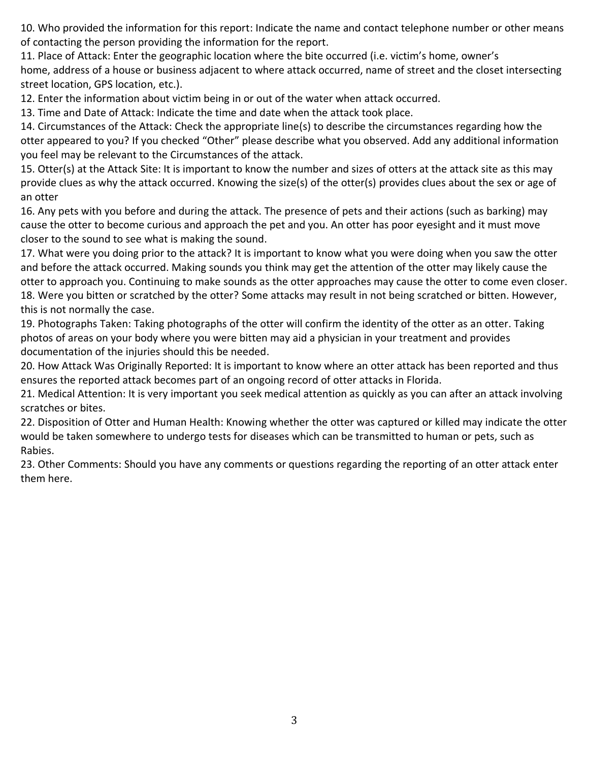10. Who provided the information for this report: Indicate the name and contact telephone number or other means of contacting the person providing the information for the report.

11. Place of Attack: Enter the geographic location where the bite occurred (i.e. victim's home, owner's home, address of a house or business adjacent to where attack occurred, name of street and the closet intersecting street location, GPS location, etc.).

12. Enter the information about victim being in or out of the water when attack occurred.

13. Time and Date of Attack: Indicate the time and date when the attack took place.

14. Circumstances of the Attack: Check the appropriate line(s) to describe the circumstances regarding how the otter appeared to you? If you checked "Other" please describe what you observed. Add any additional information you feel may be relevant to the Circumstances of the attack.

15. Otter(s) at the Attack Site: It is important to know the number and sizes of otters at the attack site as this may provide clues as why the attack occurred. Knowing the size(s) of the otter(s) provides clues about the sex or age of an otter

16. Any pets with you before and during the attack. The presence of pets and their actions (such as barking) may cause the otter to become curious and approach the pet and you. An otter has poor eyesight and it must move closer to the sound to see what is making the sound.

17. What were you doing prior to the attack? It is important to know what you were doing when you saw the otter and before the attack occurred. Making sounds you think may get the attention of the otter may likely cause the otter to approach you. Continuing to make sounds as the otter approaches may cause the otter to come even closer.

18. Were you bitten or scratched by the otter? Some attacks may result in not being scratched or bitten. However, this is not normally the case.

19. Photographs Taken: Taking photographs of the otter will confirm the identity of the otter as an otter. Taking photos of areas on your body where you were bitten may aid a physician in your treatment and provides documentation of the injuries should this be needed.

20. How Attack Was Originally Reported: It is important to know where an otter attack has been reported and thus ensures the reported attack becomes part of an ongoing record of otter attacks in Florida.

21. Medical Attention: It is very important you seek medical attention as quickly as you can after an attack involving scratches or bites.

22. Disposition of Otter and Human Health: Knowing whether the otter was captured or killed may indicate the otter would be taken somewhere to undergo tests for diseases which can be transmitted to human or pets, such as Rabies.

23. Other Comments: Should you have any comments or questions regarding the reporting of an otter attack enter them here.